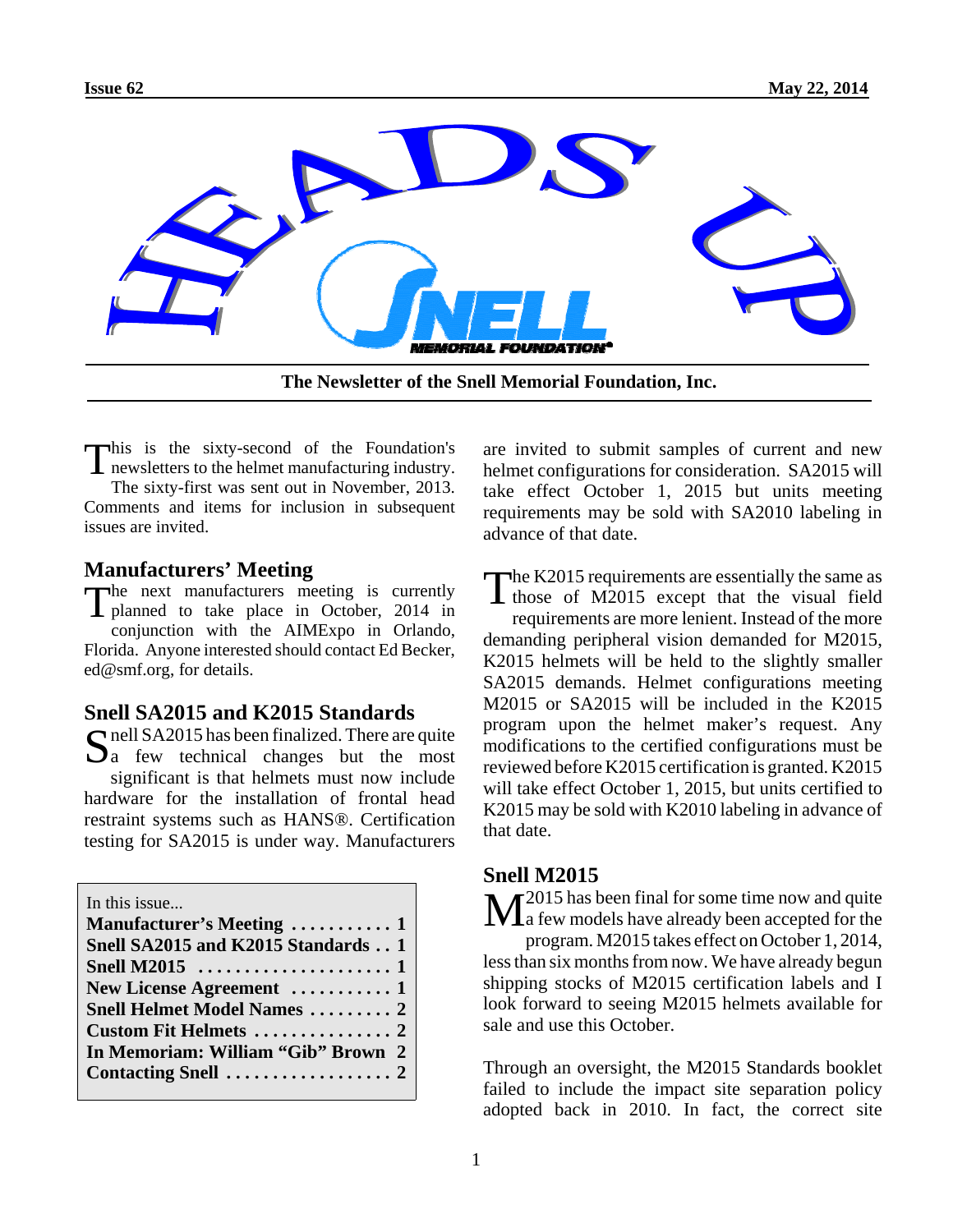Issue 62 — May 22, 2014

# HEADS UP

**The Newsletter of the Snell Memorial Foundation, Inc.**

This is the sixty-second of the Foundation's newsletters to the helmet manufacturing industry. The sixty-first was sent out in November, 2013. Comments and items for inclusion in subsequent issues are invited.

## Manufacturers' Meeting

The next manufacturers meeting is currently planned to take place in October, 2014 in conjunction with the AIMExpo in Orlando, Florida. Anyone interested should contact Ed Becker, ed@smf.org, for details.

## Snell SA2015 and K2015 Standards

Snell SA2015 has been finalized. There are quite a few technical changes but the most significant is that helmets must now include hardware for the installation of frontal head restraint systems such as HANS®. Certification testing for SA2015 is under way. Manufacturers are invited to submit samples of current and new helmet configurations for consideration. SA2015 will take effect October 1, 2015 but units meeting requirements may be sold with SA2010 labeling in advance of that date.

The K2015 requirements are essentially the same as those of M2015 except that the visual field requirements are more lenient. Instead of the more demanding peripheral vision demanded for M2015, K2015 helmets will be held to the slightly smaller SA2015 demands. Helmet configurations meeting M2015 or SA2015 will be included in the K2015 program upon the helmet maker's request. Any modifications to the certified configurations must be reviewed before K2015 certification is granted. K2015 will take effect October 1, 2015, but units certified to K2015 may be sold with K2010 labeling in advance of that date.

| In this issue... | |
|---|---|
| **Manufacturer's Meeting** | **1** |
| **Snell SA2015 and K2015 Standards** | **1** |
| **Snell M2015** | **1** |
| **New License Agreement** | **1** |
| **Snell Helmet Model Names** | **2** |
| **Custom Fit Helmets** | **2** |
| **In Memoriam: William "Gib" Brown** | **2** |
| **Contacting Snell** | **2** |

## Snell M2015

M2015 has been final for some time now and quite a few models have already been accepted for the program. M2015 takes effect on October 1, 2014, less than six months from now. We have already begun shipping stocks of M2015 certification labels and I look forward to seeing M2015 helmets available for sale and use this October.

Through an oversight, the M2015 Standards booklet failed to include the impact site separation policy adopted back in 2010. In fact, the correct site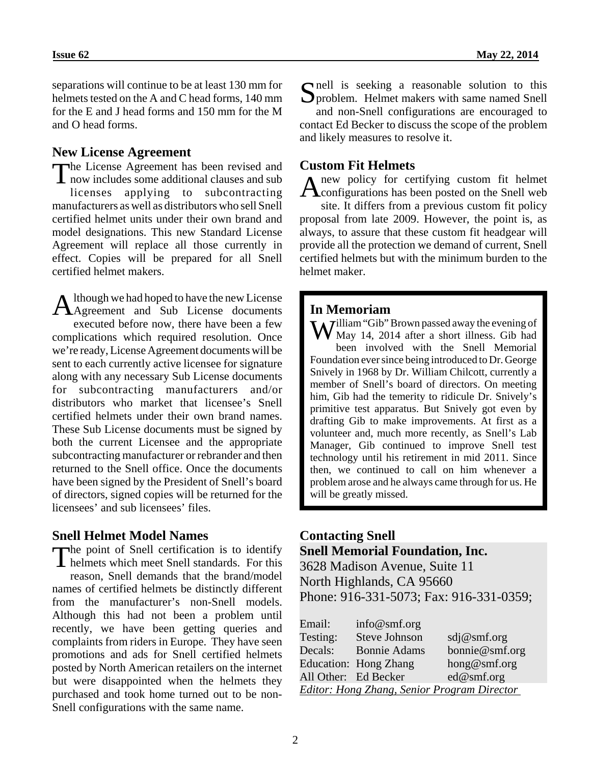separations will continue to be at least 130 mm for helmets tested on the A and C head forms, 140 mm for the E and J head forms and 150 mm for the M and O head forms.

## New License Agreement

The License Agreement has been revised and now includes some additional clauses and sub licenses applying to subcontracting manufacturers as well as distributors who sell Snell certified helmet units under their own brand and model designations. This new Standard License Agreement will replace all those currently in effect. Copies will be prepared for all Snell certified helmet makers.

Although we had hoped to have the new License Agreement and Sub License documents executed before now, there have been a few complications which required resolution. Once we're ready, License Agreement documents will be sent to each currently active licensee for signature along with any necessary Sub License documents for subcontracting manufacturers and/or distributors who market that licensee's Snell certified helmets under their own brand names. These Sub License documents must be signed by both the current Licensee and the appropriate subcontracting manufacturer or rebrander and then returned to the Snell office. Once the documents have been signed by the President of Snell's board of directors, signed copies will be returned for the licensees' and sub licensees' files.

## Snell Helmet Model Names

The point of Snell certification is to identify helmets which meet Snell standards. For this reason, Snell demands that the brand/model names of certified helmets be distinctly different from the manufacturer's non-Snell models. Although this had not been a problem until recently, we have been getting queries and complaints from riders in Europe. They have seen promotions and ads for Snell certified helmets posted by North American retailers on the internet but were disappointed when the helmets they purchased and took home turned out to be non-Snell configurations with the same name.

Snell is seeking a reasonable solution to this problem. Helmet makers with same named Snell and non-Snell configurations are encouraged to contact Ed Becker to discuss the scope of the problem and likely measures to resolve it.

## Custom Fit Helmets

A new policy for certifying custom fit helmet configurations has been posted on the Snell web site. It differs from a previous custom fit policy proposal from late 2009. However, the point is, as always, to assure that these custom fit headgear will provide all the protection we demand of current, Snell certified helmets but with the minimum burden to the helmet maker.

## In Memoriam

William "Gib" Brown passed away the evening of May 14, 2014 after a short illness. Gib had been involved with the Snell Memorial Foundation ever since being introduced to Dr. George Snively in 1968 by Dr. William Chilcott, currently a member of Snell's board of directors. On meeting him, Gib had the temerity to ridicule Dr. Snively's primitive test apparatus. But Snively got even by drafting Gib to make improvements. At first as a volunteer and, much more recently, as Snell's Lab Manager, Gib continued to improve Snell test technology until his retirement in mid 2011. Since then, we continued to call on him whenever a problem arose and he always came through for us. He will be greatly missed.

## Contacting Snell

**Snell Memorial Foundation, Inc.**
3628 Madison Avenue, Suite 11
North Highlands, CA 95660
Phone: 916-331-5073; Fax: 916-331-0359;

| | | |
|---|---|---|
| Email: | info@smf.org | |
| Testing: | Steve Johnson | sdj@smf.org |
| Decals: | Bonnie Adams | bonnie@smf.org |
| Education: | Hong Zhang | hong@smf.org |
| All Other: | Ed Becker | ed@smf.org |

*Editor: Hong Zhang, Senior Program Director*